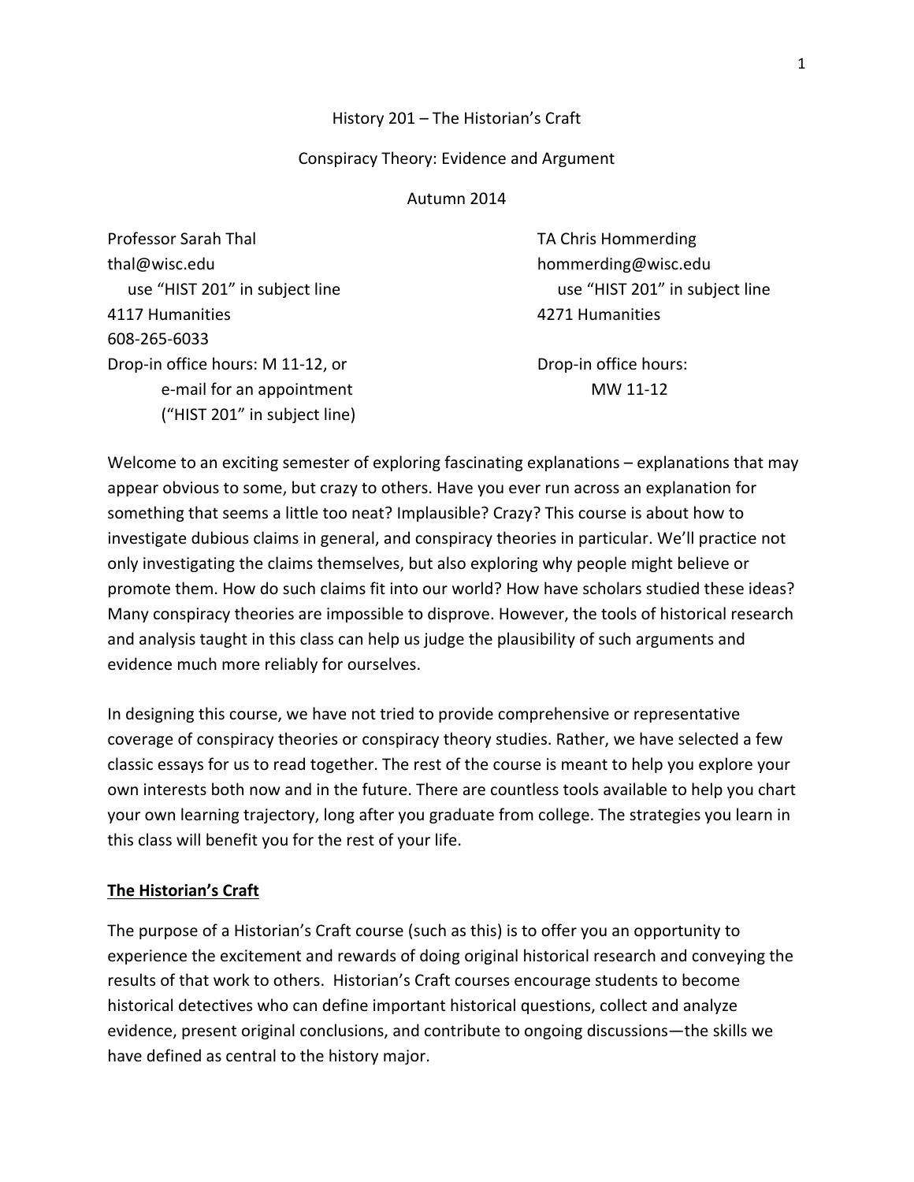# History 201 – The Historian's Craft

## Conspiracy Theory: Evidence and Argument

Autumn 2014

Professor Sarah Thal
thal@wisc.edu
use "HIST 201" in subject line
4117 Humanities
608-265-6033
Drop-in office hours: M 11-12, or
e-mail for an appointment
("HIST 201" in subject line)

TA Chris Hommerding
hommerding@wisc.edu
use "HIST 201" in subject line
4271 Humanities

Drop-in office hours:
MW 11-12

Welcome to an exciting semester of exploring fascinating explanations – explanations that may appear obvious to some, but crazy to others. Have you ever run across an explanation for something that seems a little too neat? Implausible? Crazy? This course is about how to investigate dubious claims in general, and conspiracy theories in particular. We'll practice not only investigating the claims themselves, but also exploring why people might believe or promote them. How do such claims fit into our world? How have scholars studied these ideas? Many conspiracy theories are impossible to disprove. However, the tools of historical research and analysis taught in this class can help us judge the plausibility of such arguments and evidence much more reliably for ourselves.

In designing this course, we have not tried to provide comprehensive or representative coverage of conspiracy theories or conspiracy theory studies. Rather, we have selected a few classic essays for us to read together. The rest of the course is meant to help you explore your own interests both now and in the future. There are countless tools available to help you chart your own learning trajectory, long after you graduate from college. The strategies you learn in this class will benefit you for the rest of your life.

## The Historian's Craft

The purpose of a Historian's Craft course (such as this) is to offer you an opportunity to experience the excitement and rewards of doing original historical research and conveying the results of that work to others. Historian's Craft courses encourage students to become historical detectives who can define important historical questions, collect and analyze evidence, present original conclusions, and contribute to ongoing discussions—the skills we have defined as central to the history major.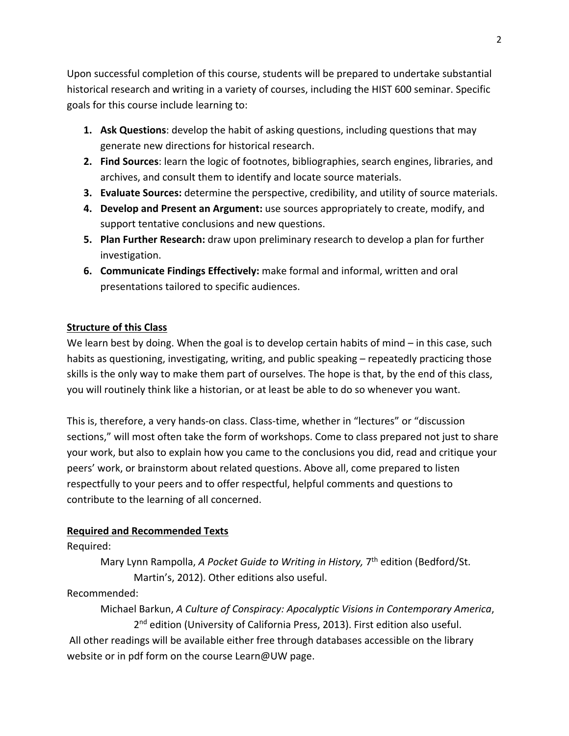Upon successful completion of this course, students will be prepared to undertake substantial historical research and writing in a variety of courses, including the HIST 600 seminar. Specific goals for this course include learning to:

1. **Ask Questions**: develop the habit of asking questions, including questions that may generate new directions for historical research.
2. **Find Sources**: learn the logic of footnotes, bibliographies, search engines, libraries, and archives, and consult them to identify and locate source materials.
3. **Evaluate Sources:** determine the perspective, credibility, and utility of source materials.
4. **Develop and Present an Argument:** use sources appropriately to create, modify, and support tentative conclusions and new questions.
5. **Plan Further Research:** draw upon preliminary research to develop a plan for further investigation.
6. **Communicate Findings Effectively:** make formal and informal, written and oral presentations tailored to specific audiences.

## Structure of this Class

We learn best by doing. When the goal is to develop certain habits of mind – in this case, such habits as questioning, investigating, writing, and public speaking – repeatedly practicing those skills is the only way to make them part of ourselves. The hope is that, by the end of this class, you will routinely think like a historian, or at least be able to do so whenever you want.

This is, therefore, a very hands-on class. Class-time, whether in "lectures" or "discussion sections," will most often take the form of workshops. Come to class prepared not just to share your work, but also to explain how you came to the conclusions you did, read and critique your peers' work, or brainstorm about related questions. Above all, come prepared to listen respectfully to your peers and to offer respectful, helpful comments and questions to contribute to the learning of all concerned.

## Required and Recommended Texts

Required:

Mary Lynn Rampolla, *A Pocket Guide to Writing in History,* 7th edition (Bedford/St. Martin's, 2012). Other editions also useful.

Recommended:

Michael Barkun, *A Culture of Conspiracy: Apocalyptic Visions in Contemporary America*, 2nd edition (University of California Press, 2013). First edition also useful.

All other readings will be available either free through databases accessible on the library website or in pdf form on the course Learn@UW page.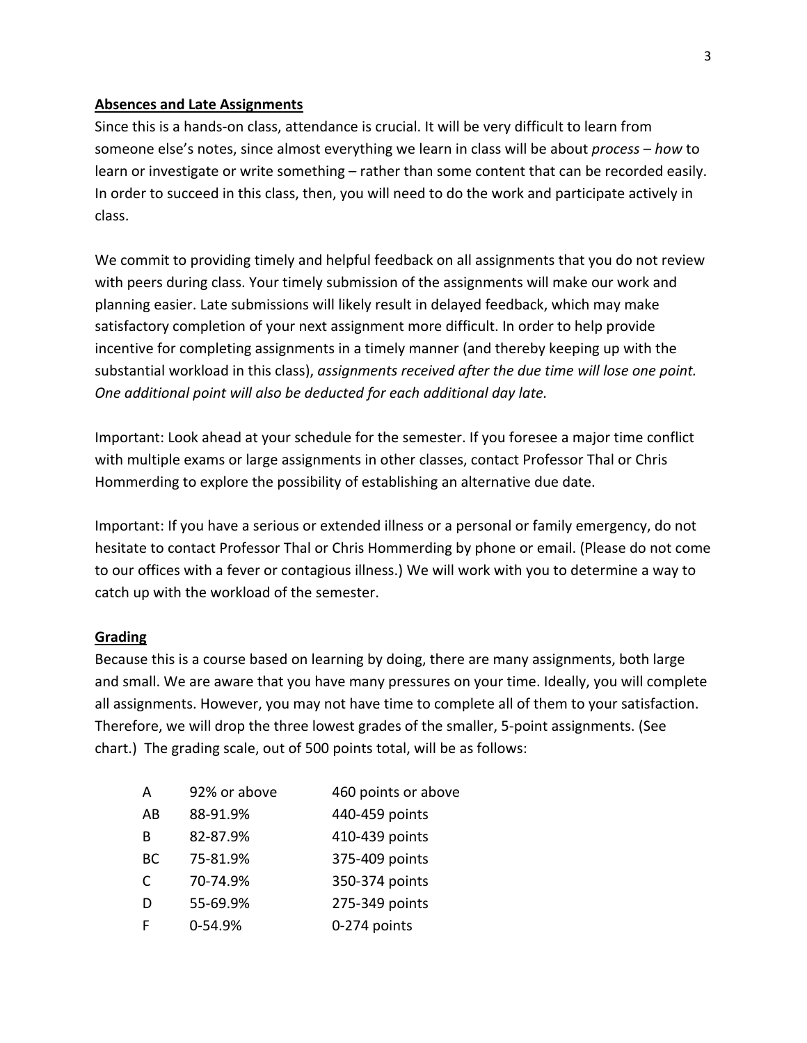## Absences and Late Assignments

Since this is a hands-on class, attendance is crucial. It will be very difficult to learn from someone else's notes, since almost everything we learn in class will be about *process* – *how* to learn or investigate or write something – rather than some content that can be recorded easily. In order to succeed in this class, then, you will need to do the work and participate actively in class.

We commit to providing timely and helpful feedback on all assignments that you do not review with peers during class. Your timely submission of the assignments will make our work and planning easier. Late submissions will likely result in delayed feedback, which may make satisfactory completion of your next assignment more difficult. In order to help provide incentive for completing assignments in a timely manner (and thereby keeping up with the substantial workload in this class), *assignments received after the due time will lose one point. One additional point will also be deducted for each additional day late.*

Important: Look ahead at your schedule for the semester. If you foresee a major time conflict with multiple exams or large assignments in other classes, contact Professor Thal or Chris Hommerding to explore the possibility of establishing an alternative due date.

Important: If you have a serious or extended illness or a personal or family emergency, do not hesitate to contact Professor Thal or Chris Hommerding by phone or email. (Please do not come to our offices with a fever or contagious illness.) We will work with you to determine a way to catch up with the workload of the semester.

## Grading

Because this is a course based on learning by doing, there are many assignments, both large and small. We are aware that you have many pressures on your time. Ideally, you will complete all assignments. However, you may not have time to complete all of them to your satisfaction. Therefore, we will drop the three lowest grades of the smaller, 5-point assignments. (See chart.) The grading scale, out of 500 points total, will be as follows:

| Grade | Percentage | Points |
|---|---|---|
| A | 92% or above | 460 points or above |
| AB | 88-91.9% | 440-459 points |
| B | 82-87.9% | 410-439 points |
| BC | 75-81.9% | 375-409 points |
| C | 70-74.9% | 350-374 points |
| D | 55-69.9% | 275-349 points |
| F | 0-54.9% | 0-274 points |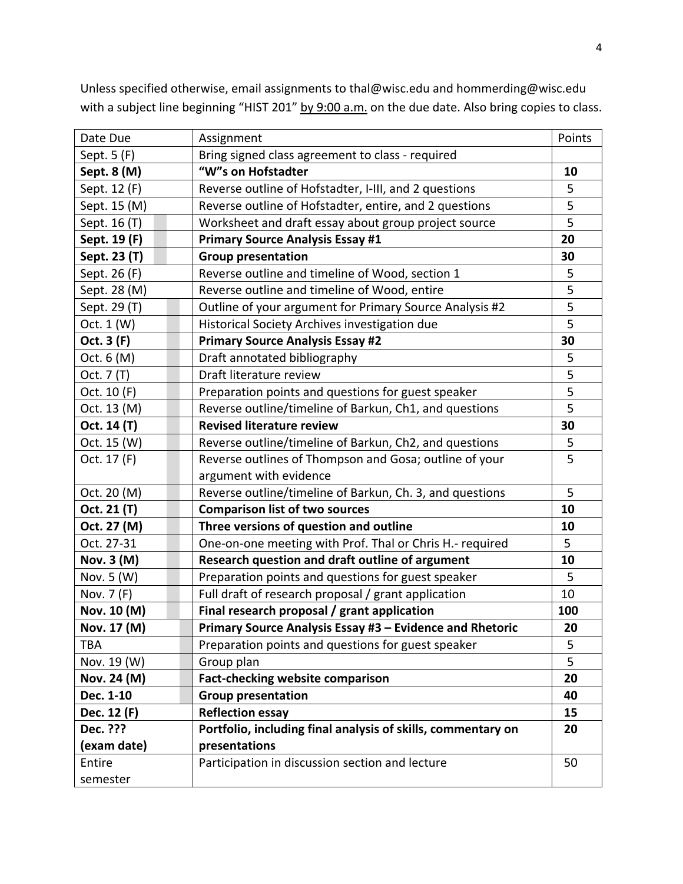Unless specified otherwise, email assignments to thal@wisc.edu and hommerding@wisc.edu with a subject line beginning "HIST 201" by 9:00 a.m. on the due date. Also bring copies to class.

| Date Due | Assignment | Points |
|---|---|---|
| Sept. 5 (F) | Bring signed class agreement to class - required | |
| **Sept. 8 (M)** | **"W"s on Hofstadter** | **10** |
| Sept. 12 (F) | Reverse outline of Hofstadter, I-III, and 2 questions | 5 |
| Sept. 15 (M) | Reverse outline of Hofstadter, entire, and 2 questions | 5 |
| Sept. 16 (T) | Worksheet and draft essay about group project source | 5 |
| **Sept. 19 (F)** | **Primary Source Analysis Essay #1** | **20** |
| **Sept. 23 (T)** | **Group presentation** | **30** |
| Sept. 26 (F) | Reverse outline and timeline of Wood, section 1 | 5 |
| Sept. 28 (M) | Reverse outline and timeline of Wood, entire | 5 |
| Sept. 29 (T) | Outline of your argument for Primary Source Analysis #2 | 5 |
| Oct. 1 (W) | Historical Society Archives investigation due | 5 |
| **Oct. 3 (F)** | **Primary Source Analysis Essay #2** | **30** |
| Oct. 6 (M) | Draft annotated bibliography | 5 |
| Oct. 7 (T) | Draft literature review | 5 |
| Oct. 10 (F) | Preparation points and questions for guest speaker | 5 |
| Oct. 13 (M) | Reverse outline/timeline of Barkun, Ch1, and questions | 5 |
| **Oct. 14 (T)** | **Revised literature review** | **30** |
| Oct. 15 (W) | Reverse outline/timeline of Barkun, Ch2, and questions | 5 |
| Oct. 17 (F) | Reverse outlines of Thompson and Gosa; outline of your argument with evidence | 5 |
| Oct. 20 (M) | Reverse outline/timeline of Barkun, Ch. 3, and questions | 5 |
| **Oct. 21 (T)** | **Comparison list of two sources** | **10** |
| **Oct. 27 (M)** | **Three versions of question and outline** | **10** |
| Oct. 27-31 | One-on-one meeting with Prof. Thal or Chris H.- required | 5 |
| **Nov. 3 (M)** | **Research question and draft outline of argument** | **10** |
| Nov. 5 (W) | Preparation points and questions for guest speaker | 5 |
| Nov. 7 (F) | Full draft of research proposal / grant application | 10 |
| **Nov. 10 (M)** | **Final research proposal / grant application** | **100** |
| **Nov. 17 (M)** | **Primary Source Analysis Essay #3 – Evidence and Rhetoric** | **20** |
| TBA | Preparation points and questions for guest speaker | 5 |
| Nov. 19 (W) | Group plan | 5 |
| **Nov. 24 (M)** | **Fact-checking website comparison** | **20** |
| **Dec. 1-10** | **Group presentation** | **40** |
| **Dec. 12 (F)** | **Reflection essay** | **15** |
| **Dec. ??? (exam date)** | **Portfolio, including final analysis of skills, commentary on presentations** | **20** |
| Entire semester | Participation in discussion section and lecture | 50 |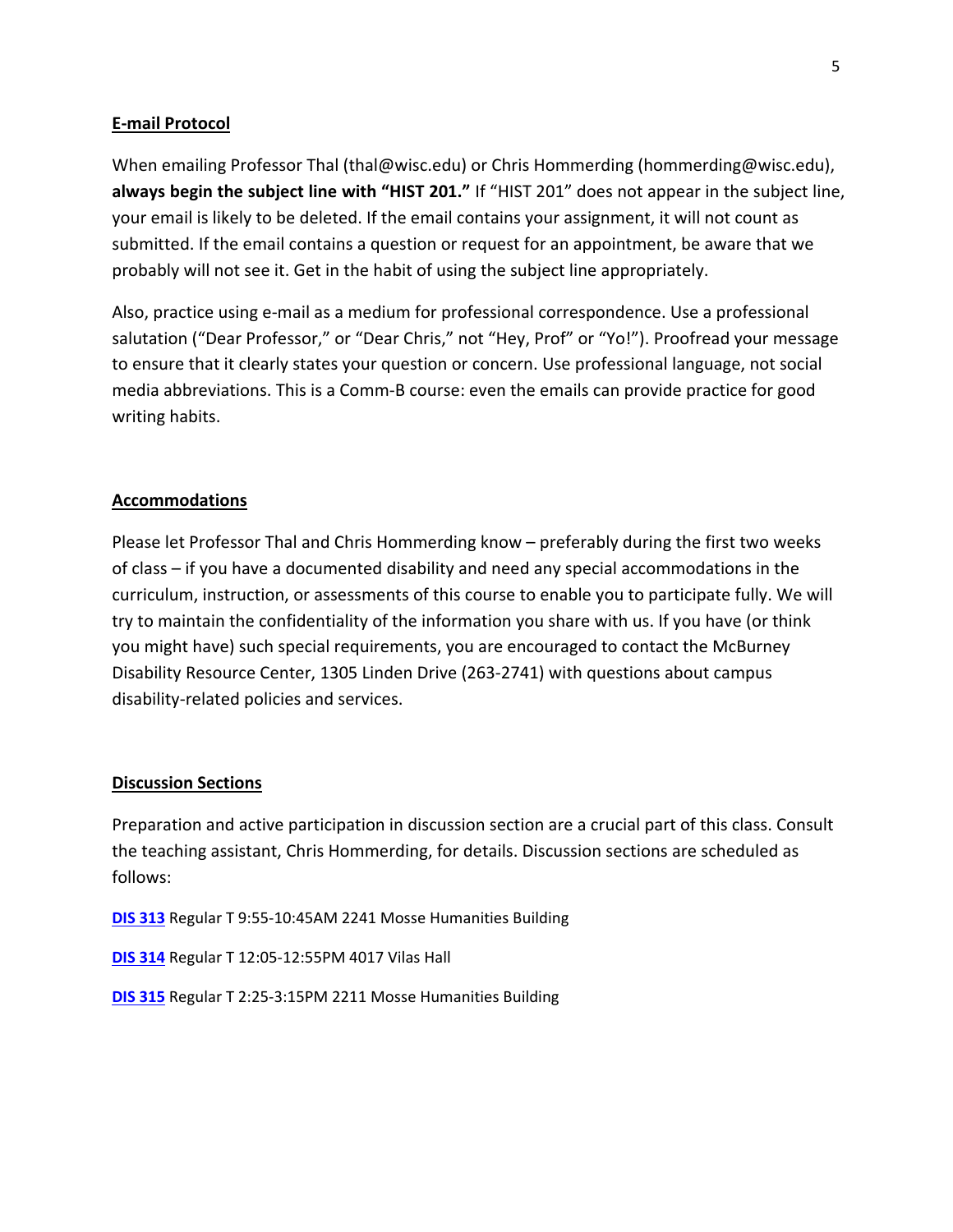## E-mail Protocol

When emailing Professor Thal (thal@wisc.edu) or Chris Hommerding (hommerding@wisc.edu), **always begin the subject line with "HIST 201."** If "HIST 201" does not appear in the subject line, your email is likely to be deleted. If the email contains your assignment, it will not count as submitted. If the email contains a question or request for an appointment, be aware that we probably will not see it. Get in the habit of using the subject line appropriately.

Also, practice using e-mail as a medium for professional correspondence. Use a professional salutation ("Dear Professor," or "Dear Chris," not "Hey, Prof" or "Yo!"). Proofread your message to ensure that it clearly states your question or concern. Use professional language, not social media abbreviations. This is a Comm-B course: even the emails can provide practice for good writing habits.

## Accommodations

Please let Professor Thal and Chris Hommerding know – preferably during the first two weeks of class – if you have a documented disability and need any special accommodations in the curriculum, instruction, or assessments of this course to enable you to participate fully. We will try to maintain the confidentiality of the information you share with us. If you have (or think you might have) such special requirements, you are encouraged to contact the McBurney Disability Resource Center, 1305 Linden Drive (263-2741) with questions about campus disability-related policies and services.

## Discussion Sections

Preparation and active participation in discussion section are a crucial part of this class. Consult the teaching assistant, Chris Hommerding, for details. Discussion sections are scheduled as follows:

**DIS 313** Regular T 9:55-10:45AM 2241 Mosse Humanities Building

**DIS 314** Regular T 12:05-12:55PM 4017 Vilas Hall

**DIS 315** Regular T 2:25-3:15PM 2211 Mosse Humanities Building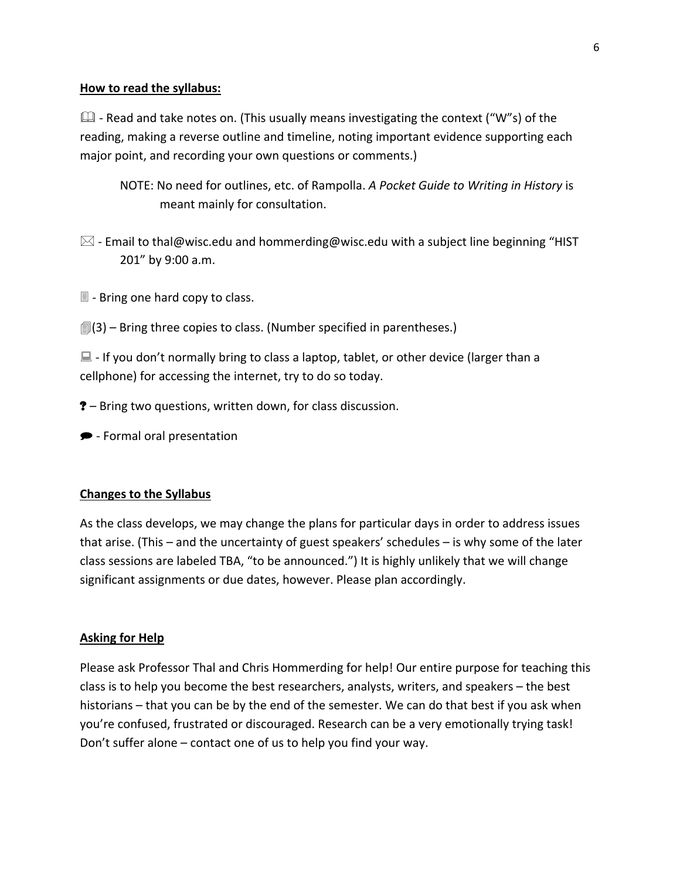**How to read the syllabus:**

📖 - Read and take notes on. (This usually means investigating the context ("W"s) of the reading, making a reverse outline and timeline, noting important evidence supporting each major point, and recording your own questions or comments.)

> NOTE: No need for outlines, etc. of Rampolla. *A Pocket Guide to Writing in History* is meant mainly for consultation.

✉ - Email to thal@wisc.edu and hommerding@wisc.edu with a subject line beginning "HIST 201" by 9:00 a.m.

📄 - Bring one hard copy to class.

🗐(3) – Bring three copies to class. (Number specified in parentheses.)

💻 - If you don't normally bring to class a laptop, tablet, or other device (larger than a cellphone) for accessing the internet, try to do so today.

❓ – Bring two questions, written down, for class discussion.

💬 - Formal oral presentation

**Changes to the Syllabus**

As the class develops, we may change the plans for particular days in order to address issues that arise. (This – and the uncertainty of guest speakers' schedules – is why some of the later class sessions are labeled TBA, "to be announced.") It is highly unlikely that we will change significant assignments or due dates, however. Please plan accordingly.

**Asking for Help**

Please ask Professor Thal and Chris Hommerding for help! Our entire purpose for teaching this class is to help you become the best researchers, analysts, writers, and speakers – the best historians – that you can be by the end of the semester. We can do that best if you ask when you're confused, frustrated or discouraged. Research can be a very emotionally trying task! Don't suffer alone – contact one of us to help you find your way.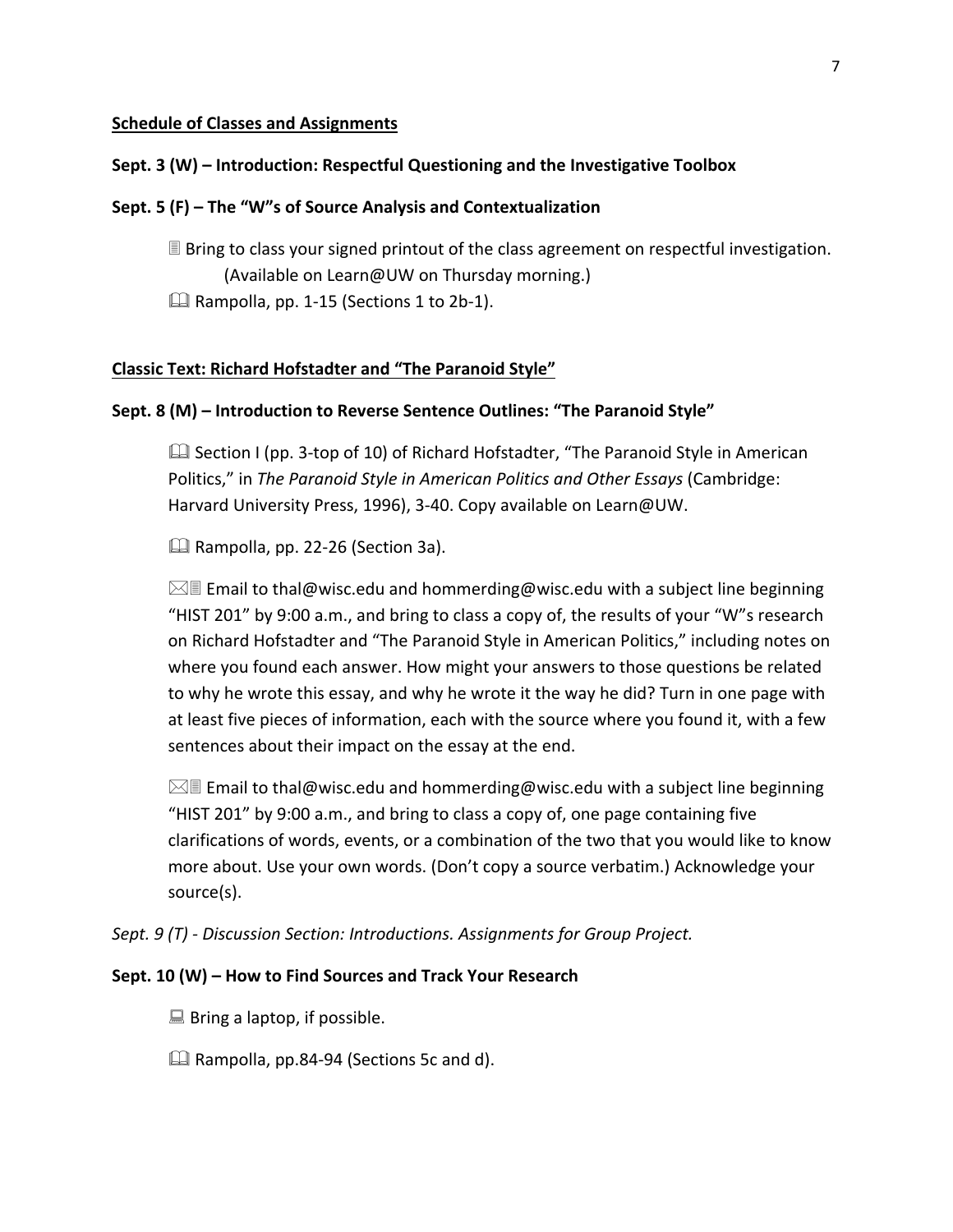**<u>Schedule of Classes and Assignments</u>**

**Sept. 3 (W) – Introduction: Respectful Questioning and the Investigative Toolbox**

**Sept. 5 (F) – The "W"s of Source Analysis and Contextualization**

> 📄 Bring to class your signed printout of the class agreement on respectful investigation. (Available on Learn@UW on Thursday morning.)
>
> 📖 Rampolla, pp. 1-15 (Sections 1 to 2b-1).

**<u>Classic Text: Richard Hofstadter and "The Paranoid Style"</u>**

**Sept. 8 (M) – Introduction to Reverse Sentence Outlines: "The Paranoid Style"**

> 📖 Section I (pp. 3-top of 10) of Richard Hofstadter, "The Paranoid Style in American Politics," in *The Paranoid Style in American Politics and Other Essays* (Cambridge: Harvard University Press, 1996), 3-40. Copy available on Learn@UW.
>
> 📖 Rampolla, pp. 22-26 (Section 3a).
>
> ✉📄 Email to thal@wisc.edu and hommerding@wisc.edu with a subject line beginning "HIST 201" by 9:00 a.m., and bring to class a copy of, the results of your "W"s research on Richard Hofstadter and "The Paranoid Style in American Politics," including notes on where you found each answer. How might your answers to those questions be related to why he wrote this essay, and why he wrote it the way he did? Turn in one page with at least five pieces of information, each with the source where you found it, with a few sentences about their impact on the essay at the end.
>
> ✉📄 Email to thal@wisc.edu and hommerding@wisc.edu with a subject line beginning "HIST 201" by 9:00 a.m., and bring to class a copy of, one page containing five clarifications of words, events, or a combination of the two that you would like to know more about. Use your own words. (Don't copy a source verbatim.) Acknowledge your source(s).

*Sept. 9 (T) - Discussion Section: Introductions. Assignments for Group Project.*

**Sept. 10 (W) – How to Find Sources and Track Your Research**

> 💻 Bring a laptop, if possible.
>
> 📖 Rampolla, pp.84-94 (Sections 5c and d).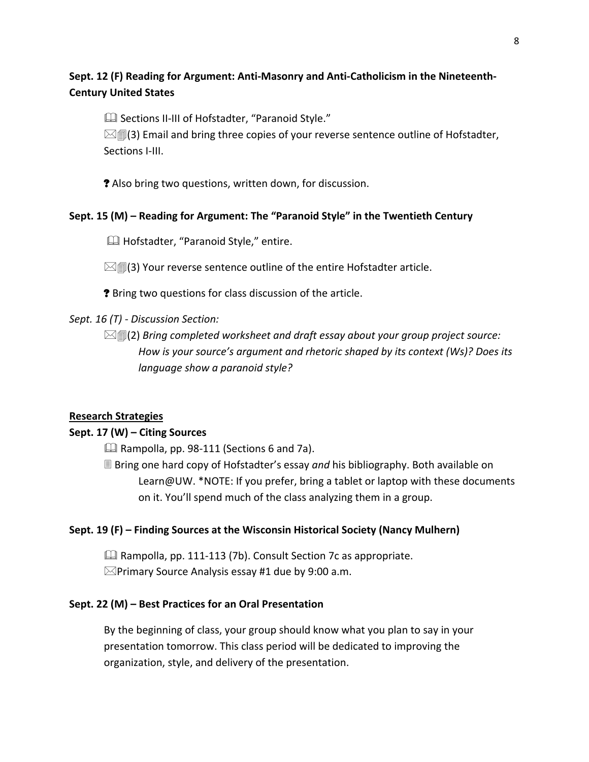**Sept. 12 (F) Reading for Argument: Anti-Masonry and Anti-Catholicism in the Nineteenth-Century United States**

> 🕮 Sections II-III of Hofstadter, "Paranoid Style."
> ⌧🗐(3) Email and bring three copies of your reverse sentence outline of Hofstadter, Sections I-III.
>
> ❓ Also bring two questions, written down, for discussion.

**Sept. 15 (M) – Reading for Argument: The "Paranoid Style" in the Twentieth Century**

> 🕮 Hofstadter, "Paranoid Style," entire.
>
> ⌧🗐(3) Your reverse sentence outline of the entire Hofstadter article.
>
> ❓ Bring two questions for class discussion of the article.

*Sept. 16 (T) - Discussion Section:*

> ⌧🗐(2) *Bring completed worksheet and draft essay about your group project source: How is your source's argument and rhetoric shaped by its context (Ws)? Does its language show a paranoid style?*

<u>**Research Strategies**</u>

**Sept. 17 (W) – Citing Sources**

> 🕮 Rampolla, pp. 98-111 (Sections 6 and 7a).
> 🗏 Bring one hard copy of Hofstadter's essay *and* his bibliography. Both available on Learn@UW. *NOTE: If you prefer, bring a tablet or laptop with these documents on it. You'll spend much of the class analyzing them in a group.

**Sept. 19 (F) – Finding Sources at the Wisconsin Historical Society (Nancy Mulhern)**

> 🕮 Rampolla, pp. 111-113 (7b). Consult Section 7c as appropriate.
> ⌧Primary Source Analysis essay #1 due by 9:00 a.m.

**Sept. 22 (M) – Best Practices for an Oral Presentation**

> By the beginning of class, your group should know what you plan to say in your presentation tomorrow. This class period will be dedicated to improving the organization, style, and delivery of the presentation.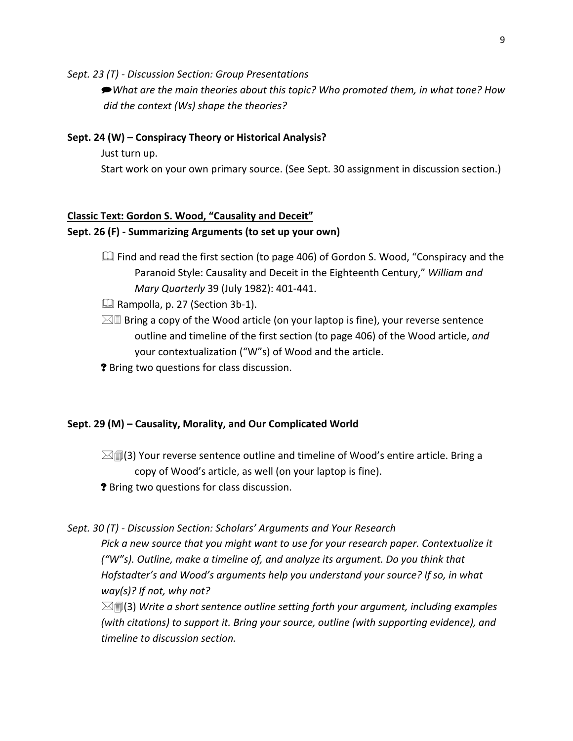*Sept. 23 (T) - Discussion Section: Group Presentations*

> 💬*What are the main theories about this topic? Who promoted them, in what tone? How did the context (Ws) shape the theories?*

**Sept. 24 (W) – Conspiracy Theory or Historical Analysis?**

> Just turn up.
>
> Start work on your own primary source. (See Sept. 30 assignment in discussion section.)

**<u>Classic Text: Gordon S. Wood, "Causality and Deceit"</u>**

**Sept. 26 (F) - Summarizing Arguments (to set up your own)**

> 🕮 Find and read the first section (to page 406) of Gordon S. Wood, "Conspiracy and the Paranoid Style: Causality and Deceit in the Eighteenth Century," *William and Mary Quarterly* 39 (July 1982): 401-441.
>
> 🕮 Rampolla, p. 27 (Section 3b-1).
>
> ⌧🗏 Bring a copy of the Wood article (on your laptop is fine), your reverse sentence outline and timeline of the first section (to page 406) of the Wood article, *and* your contextualization ("W"s) of Wood and the article.
>
> ❓ Bring two questions for class discussion.

**Sept. 29 (M) – Causality, Morality, and Our Complicated World**

> ⌧🗐(3) Your reverse sentence outline and timeline of Wood's entire article. Bring a copy of Wood's article, as well (on your laptop is fine).
>
> ❓ Bring two questions for class discussion.

*Sept. 30 (T) - Discussion Section: Scholars' Arguments and Your Research*

> *Pick a new source that you might want to use for your research paper. Contextualize it ("W"s). Outline, make a timeline of, and analyze its argument. Do you think that Hofstadter's and Wood's arguments help you understand your source? If so, in what way(s)? If not, why not?*
>
> ⌧🗐(3) *Write a short sentence outline setting forth your argument, including examples (with citations) to support it. Bring your source, outline (with supporting evidence), and timeline to discussion section.*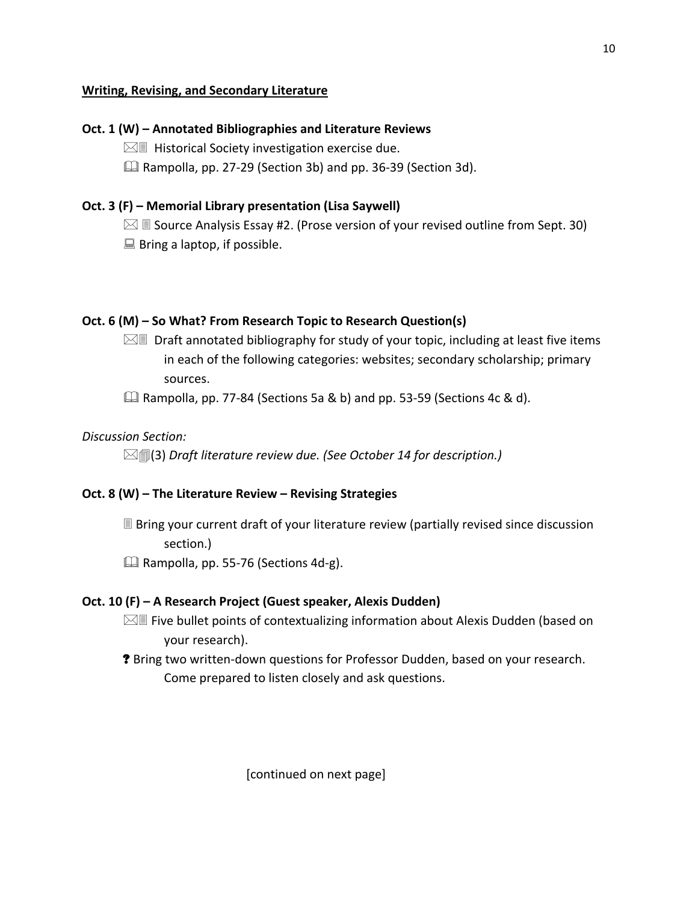**Writing, Revising, and Secondary Literature**

**Oct. 1 (W) – Annotated Bibliographies and Literature Reviews**

⌧▤ Historical Society investigation exercise due.

🕮 Rampolla, pp. 27-29 (Section 3b) and pp. 36-39 (Section 3d).

**Oct. 3 (F) – Memorial Library presentation (Lisa Saywell)**

⌧ ▤ Source Analysis Essay #2. (Prose version of your revised outline from Sept. 30)

💻 Bring a laptop, if possible.

**Oct. 6 (M) – So What? From Research Topic to Research Question(s)**

⌧▤ Draft annotated bibliography for study of your topic, including at least five items in each of the following categories: websites; secondary scholarship; primary sources.

🕮 Rampolla, pp. 77-84 (Sections 5a & b) and pp. 53-59 (Sections 4c & d).

*Discussion Section:*

⌧▤(3) *Draft literature review due. (See October 14 for description.)*

**Oct. 8 (W) – The Literature Review – Revising Strategies**

▤ Bring your current draft of your literature review (partially revised since discussion section.)

🕮 Rampolla, pp. 55-76 (Sections 4d-g).

**Oct. 10 (F) – A Research Project (Guest speaker, Alexis Dudden)**

⌧▤ Five bullet points of contextualizing information about Alexis Dudden (based on your research).

**?** Bring two written-down questions for Professor Dudden, based on your research. Come prepared to listen closely and ask questions.

[continued on next page]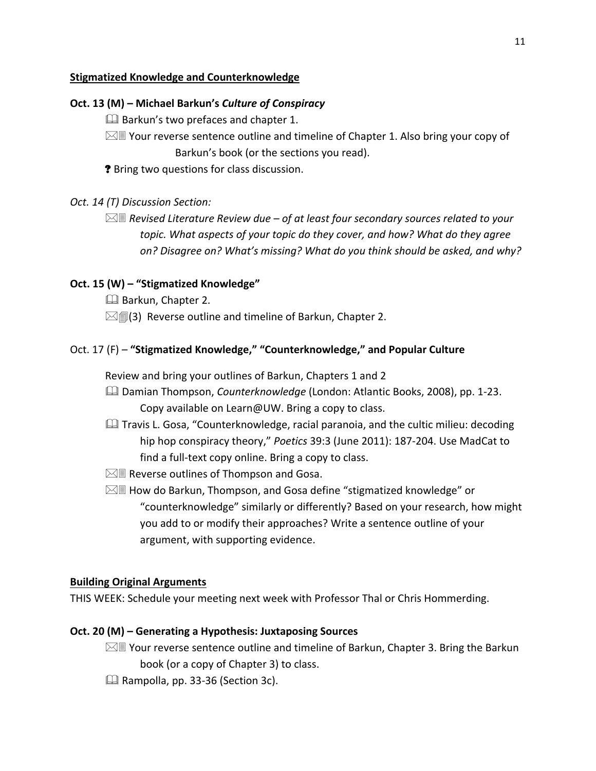**<u>Stigmatized Knowledge and Counterknowledge</u>**

**Oct. 13 (M) – Michael Barkun's *Culture of Conspiracy***

- 🕮 Barkun's two prefaces and chapter 1.
- ⌧▤ Your reverse sentence outline and timeline of Chapter 1. Also bring your copy of Barkun's book (or the sections you read).
- ❓ Bring two questions for class discussion.

*Oct. 14 (T) Discussion Section:*

- ⌧▤ *Revised Literature Review due – of at least four secondary sources related to your topic. What aspects of your topic do they cover, and how? What do they agree on? Disagree on? What's missing? What do you think should be asked, and why?*

**Oct. 15 (W) – "Stigmatized Knowledge"**

- 🕮 Barkun, Chapter 2.
- ⌧▤(3) Reverse outline and timeline of Barkun, Chapter 2.

Oct. 17 (F) – **"Stigmatized Knowledge," "Counterknowledge," and Popular Culture**

Review and bring your outlines of Barkun, Chapters 1 and 2

- 🕮 Damian Thompson, *Counterknowledge* (London: Atlantic Books, 2008), pp. 1-23. Copy available on Learn@UW. Bring a copy to class.
- 🕮 Travis L. Gosa, "Counterknowledge, racial paranoia, and the cultic milieu: decoding hip hop conspiracy theory," *Poetics* 39:3 (June 2011): 187-204. Use MadCat to find a full-text copy online. Bring a copy to class.
- ⌧▤ Reverse outlines of Thompson and Gosa.
- ⌧▤ How do Barkun, Thompson, and Gosa define "stigmatized knowledge" or "counterknowledge" similarly or differently? Based on your research, how might you add to or modify their approaches? Write a sentence outline of your argument, with supporting evidence.

**<u>Building Original Arguments</u>**

THIS WEEK: Schedule your meeting next week with Professor Thal or Chris Hommerding.

**Oct. 20 (M) – Generating a Hypothesis: Juxtaposing Sources**

- ⌧▤ Your reverse sentence outline and timeline of Barkun, Chapter 3. Bring the Barkun book (or a copy of Chapter 3) to class.
- 🕮 Rampolla, pp. 33-36 (Section 3c).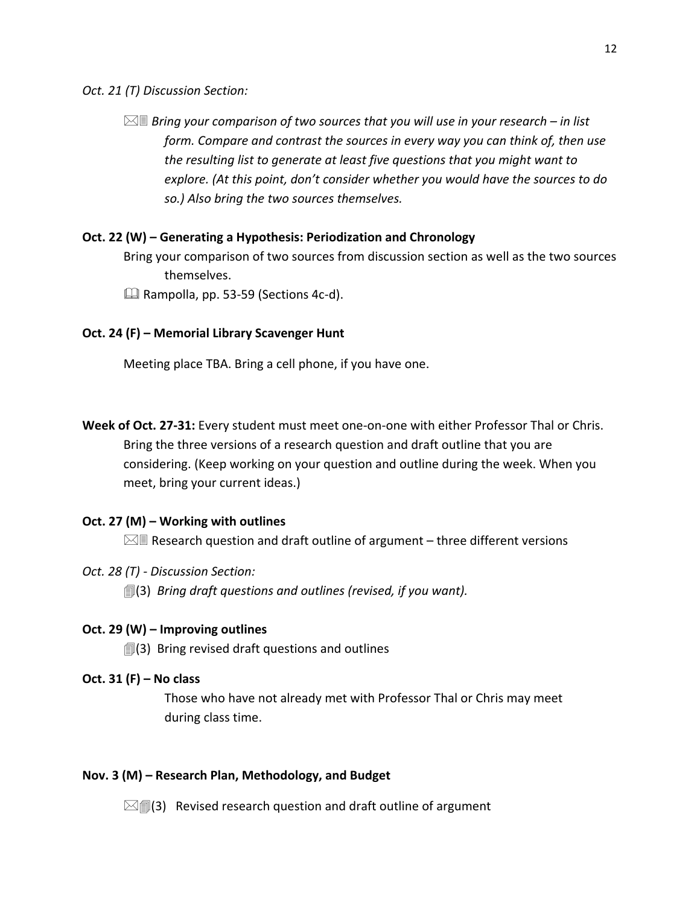*Oct. 21 (T) Discussion Section:*

> ⌧▤ *Bring your comparison of two sources that you will use in your research – in list form. Compare and contrast the sources in every way you can think of, then use the resulting list to generate at least five questions that you might want to explore. (At this point, don't consider whether you would have the sources to do so.) Also bring the two sources themselves.*

**Oct. 22 (W) – Generating a Hypothesis: Periodization and Chronology**

> Bring your comparison of two sources from discussion section as well as the two sources themselves.
>
> 🕮 Rampolla, pp. 53-59 (Sections 4c-d).

**Oct. 24 (F) – Memorial Library Scavenger Hunt**

> Meeting place TBA. Bring a cell phone, if you have one.

**Week of Oct. 27-31:** Every student must meet one-on-one with either Professor Thal or Chris. Bring the three versions of a research question and draft outline that you are considering. (Keep working on your question and outline during the week. When you meet, bring your current ideas.)

**Oct. 27 (M) – Working with outlines**

> ⌧▤ Research question and draft outline of argument – three different versions

*Oct. 28 (T) - Discussion Section:*

> 🗐(3) *Bring draft questions and outlines (revised, if you want).*

**Oct. 29 (W) – Improving outlines**

> 🗐(3) Bring revised draft questions and outlines

**Oct. 31 (F) – No class**

> Those who have not already met with Professor Thal or Chris may meet during class time.

**Nov. 3 (M) – Research Plan, Methodology, and Budget**

> ⌧🗐(3) Revised research question and draft outline of argument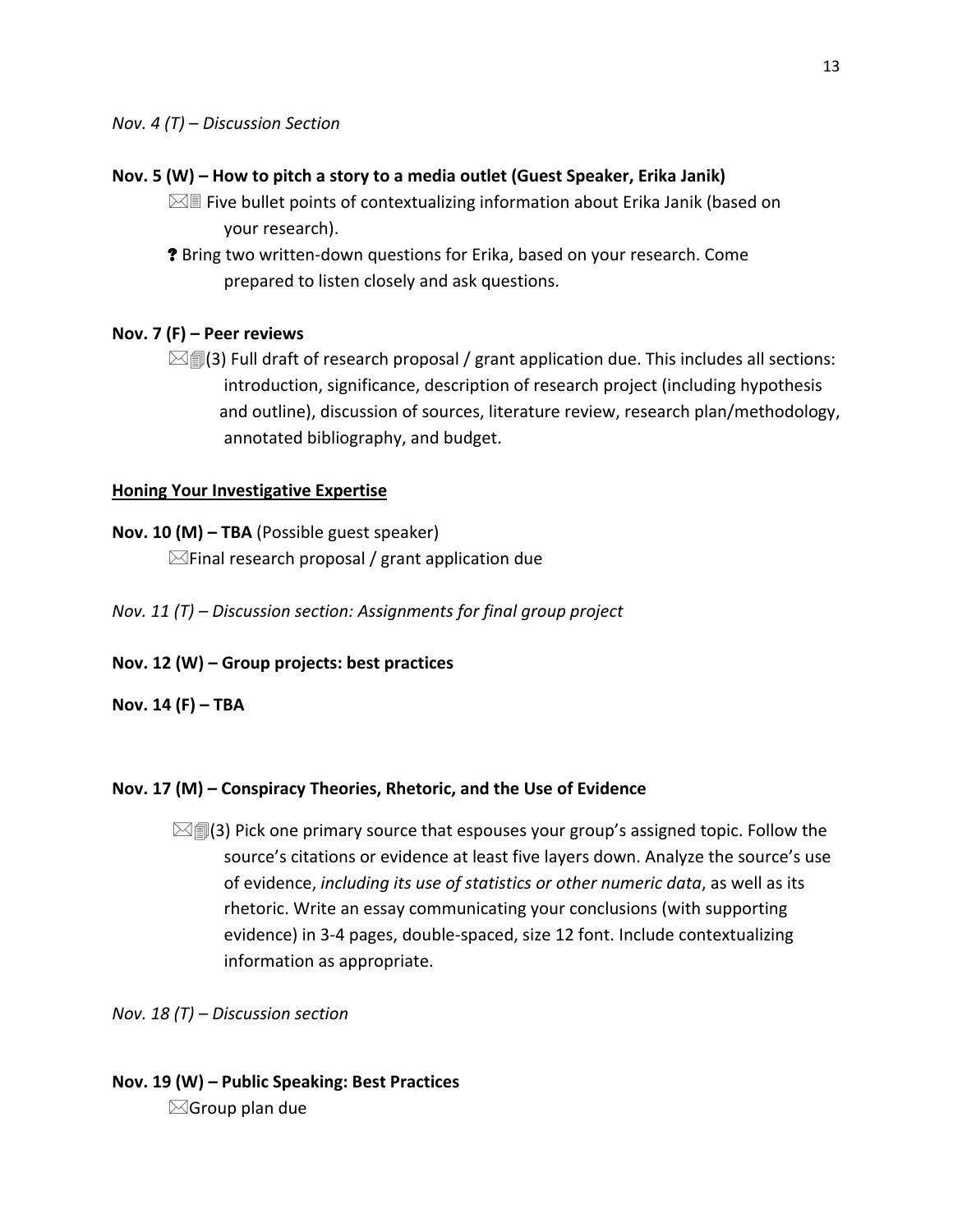*Nov. 4 (T) – Discussion Section*

**Nov. 5 (W) – How to pitch a story to a media outlet (Guest Speaker, Erika Janik)**

> ⌧▤ Five bullet points of contextualizing information about Erika Janik (based on your research).
>
> ❓ Bring two written-down questions for Erika, based on your research. Come prepared to listen closely and ask questions.

**Nov. 7 (F) – Peer reviews**

> ⌧▤(3) Full draft of research proposal / grant application due. This includes all sections: introduction, significance, description of research project (including hypothesis and outline), discussion of sources, literature review, research plan/methodology, annotated bibliography, and budget.

**<u>Honing Your Investigative Expertise</u>**

**Nov. 10 (M) – TBA** (Possible guest speaker)

> ⌧Final research proposal / grant application due

*Nov. 11 (T) – Discussion section: Assignments for final group project*

**Nov. 12 (W) – Group projects: best practices**

**Nov. 14 (F) – TBA**

**Nov. 17 (M) – Conspiracy Theories, Rhetoric, and the Use of Evidence**

> ⌧▤(3) Pick one primary source that espouses your group's assigned topic. Follow the source's citations or evidence at least five layers down. Analyze the source's use of evidence, *including its use of statistics or other numeric data*, as well as its rhetoric. Write an essay communicating your conclusions (with supporting evidence) in 3-4 pages, double-spaced, size 12 font. Include contextualizing information as appropriate.

*Nov. 18 (T) – Discussion section*

**Nov. 19 (W) – Public Speaking: Best Practices**

> ⌧Group plan due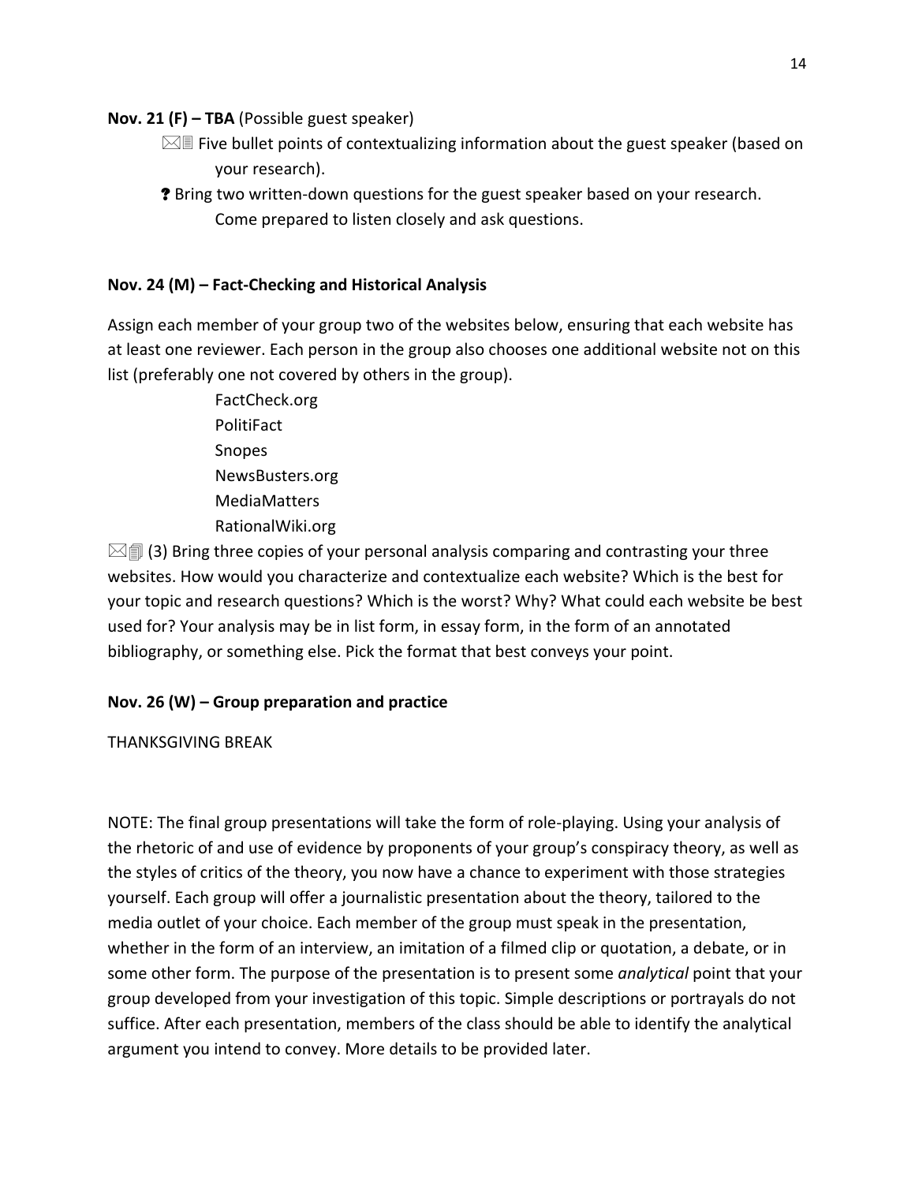**Nov. 21 (F) – TBA** (Possible guest speaker)

- ⌧▤ Five bullet points of contextualizing information about the guest speaker (based on your research).
- ❓ Bring two written-down questions for the guest speaker based on your research. Come prepared to listen closely and ask questions.

**Nov. 24 (M) – Fact-Checking and Historical Analysis**

Assign each member of your group two of the websites below, ensuring that each website has at least one reviewer. Each person in the group also chooses one additional website not on this list (preferably one not covered by others in the group).

FactCheck.org
PolitiFact
Snopes
NewsBusters.org
MediaMatters
RationalWiki.org

⌧▤ (3) Bring three copies of your personal analysis comparing and contrasting your three websites. How would you characterize and contextualize each website? Which is the best for your topic and research questions? Which is the worst? Why? What could each website be best used for? Your analysis may be in list form, in essay form, in the form of an annotated bibliography, or something else. Pick the format that best conveys your point.

**Nov. 26 (W) – Group preparation and practice**

THANKSGIVING BREAK

NOTE: The final group presentations will take the form of role-playing. Using your analysis of the rhetoric of and use of evidence by proponents of your group's conspiracy theory, as well as the styles of critics of the theory, you now have a chance to experiment with those strategies yourself. Each group will offer a journalistic presentation about the theory, tailored to the media outlet of your choice. Each member of the group must speak in the presentation, whether in the form of an interview, an imitation of a filmed clip or quotation, a debate, or in some other form. The purpose of the presentation is to present some *analytical* point that your group developed from your investigation of this topic. Simple descriptions or portrayals do not suffice. After each presentation, members of the class should be able to identify the analytical argument you intend to convey. More details to be provided later.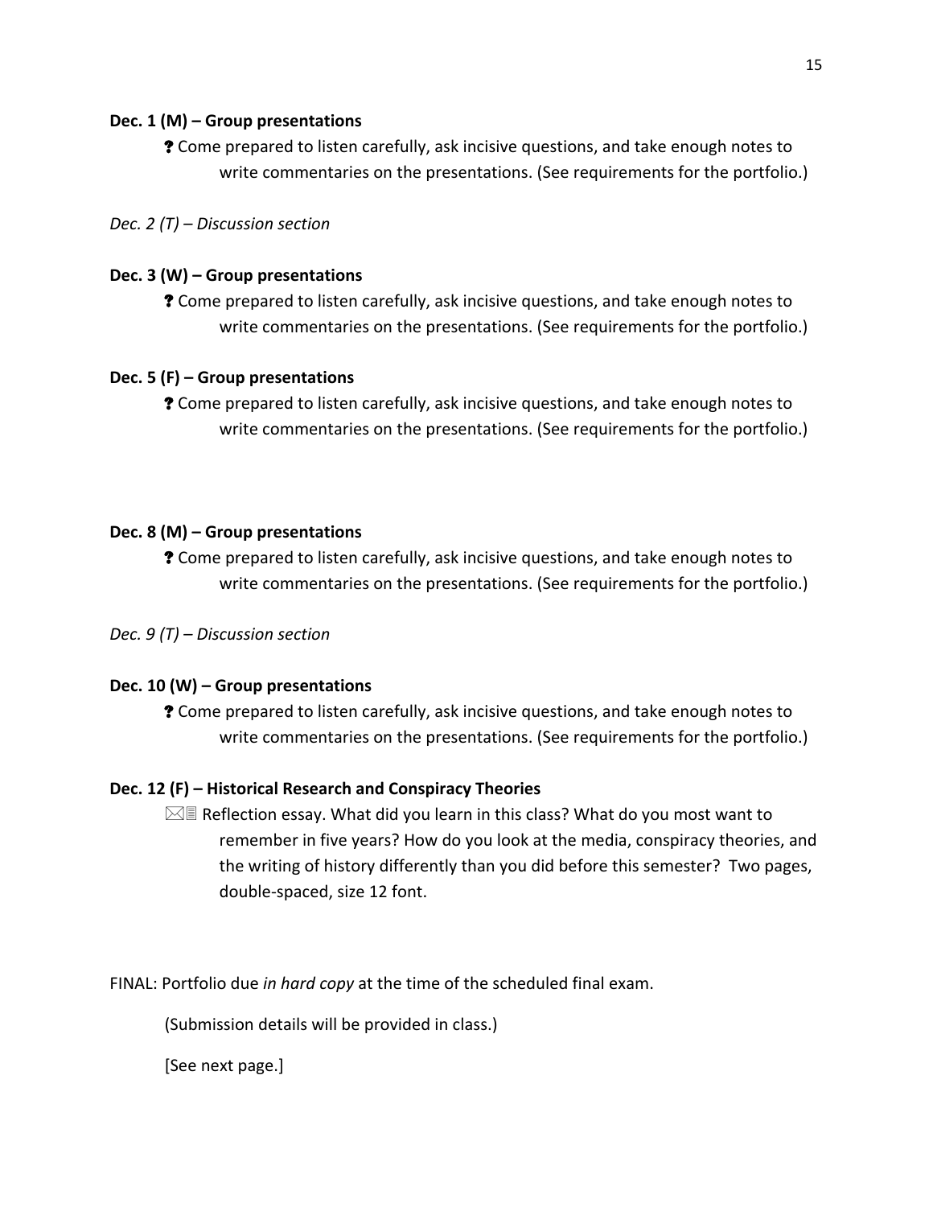**Dec. 1 (M) – Group presentations**

> ❓ Come prepared to listen carefully, ask incisive questions, and take enough notes to write commentaries on the presentations. (See requirements for the portfolio.)

*Dec. 2 (T) – Discussion section*

**Dec. 3 (W) – Group presentations**

> ❓ Come prepared to listen carefully, ask incisive questions, and take enough notes to write commentaries on the presentations. (See requirements for the portfolio.)

**Dec. 5 (F) – Group presentations**

> ❓ Come prepared to listen carefully, ask incisive questions, and take enough notes to write commentaries on the presentations. (See requirements for the portfolio.)

**Dec. 8 (M) – Group presentations**

> ❓ Come prepared to listen carefully, ask incisive questions, and take enough notes to write commentaries on the presentations. (See requirements for the portfolio.)

*Dec. 9 (T) – Discussion section*

**Dec. 10 (W) – Group presentations**

> ❓ Come prepared to listen carefully, ask incisive questions, and take enough notes to write commentaries on the presentations. (See requirements for the portfolio.)

**Dec. 12 (F) – Historical Research and Conspiracy Theories**

> ⌧▤ Reflection essay. What did you learn in this class? What do you most want to remember in five years? How do you look at the media, conspiracy theories, and the writing of history differently than you did before this semester? Two pages, double-spaced, size 12 font.

FINAL: Portfolio due *in hard copy* at the time of the scheduled final exam.

(Submission details will be provided in class.)

[See next page.]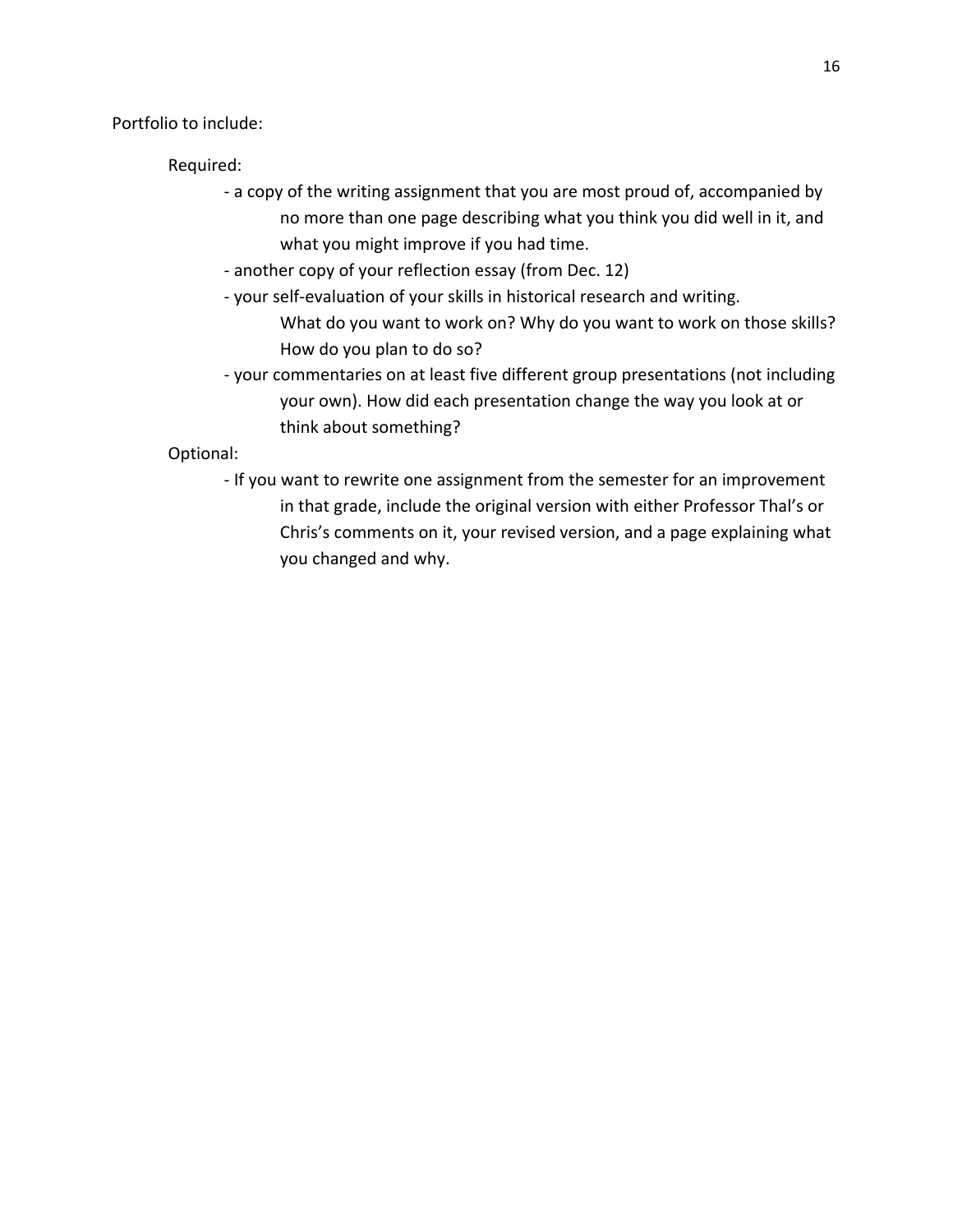Portfolio to include:

Required:

- a copy of the writing assignment that you are most proud of, accompanied by no more than one page describing what you think you did well in it, and what you might improve if you had time.
- another copy of your reflection essay (from Dec. 12)
- your self-evaluation of your skills in historical research and writing.
  What do you want to work on? Why do you want to work on those skills? How do you plan to do so?
- your commentaries on at least five different group presentations (not including your own). How did each presentation change the way you look at or think about something?

Optional:

- If you want to rewrite one assignment from the semester for an improvement in that grade, include the original version with either Professor Thal's or Chris's comments on it, your revised version, and a page explaining what you changed and why.